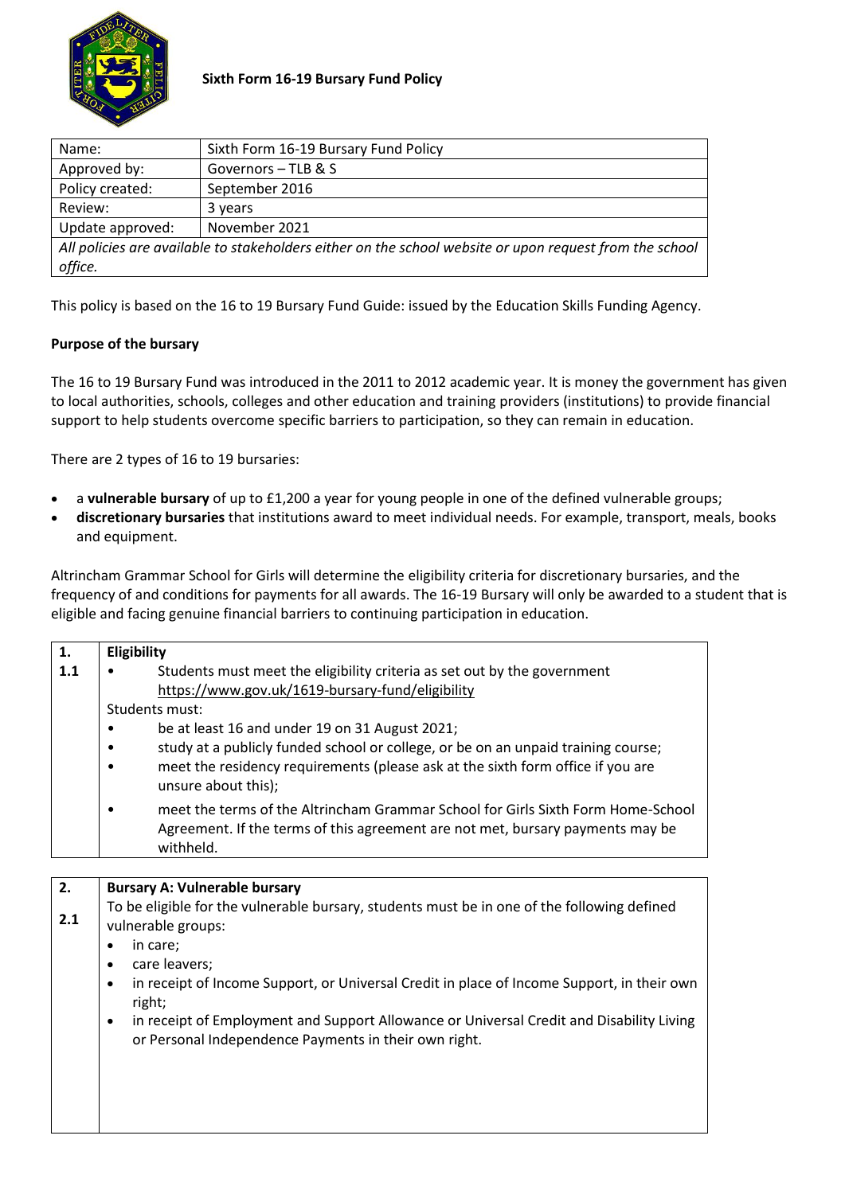**Sixth Form 16-19 Bursary Fund Policy**

| Name: | Sixth Form 16-19 Bursary Fund Policy |
|---|---|
| Approved by: | Governors – TLB & S |
| Policy created: | September 2016 |
| Review: | 3 years |
| Update approved: | November 2021 |
| *All policies are available to stakeholders either on the school website or upon request from the school office.* | |

This policy is based on the 16 to 19 Bursary Fund Guide: issued by the Education Skills Funding Agency.

**Purpose of the bursary**

The 16 to 19 Bursary Fund was introduced in the 2011 to 2012 academic year. It is money the government has given to local authorities, schools, colleges and other education and training providers (institutions) to provide financial support to help students overcome specific barriers to participation, so they can remain in education.

There are 2 types of 16 to 19 bursaries:

- a **vulnerable bursary** of up to £1,200 a year for young people in one of the defined vulnerable groups;
- **discretionary bursaries** that institutions award to meet individual needs. For example, transport, meals, books and equipment.

Altrincham Grammar School for Girls will determine the eligibility criteria for discretionary bursaries, and the frequency of and conditions for payments for all awards. The 16-19 Bursary will only be awarded to a student that is eligible and facing genuine financial barriers to continuing participation in education.

| **1.** | **Eligibility** |
|---|---|
| **1.1** | • Students must meet the eligibility criteria as set out by the government https://www.gov.uk/1619-bursary-fund/eligibility<br>Students must:<br>• be at least 16 and under 19 on 31 August 2021;<br>• study at a publicly funded school or college, or be on an unpaid training course;<br>• meet the residency requirements (please ask at the sixth form office if you are unsure about this);<br>• meet the terms of the Altrincham Grammar School for Girls Sixth Form Home-School Agreement. If the terms of this agreement are not met, bursary payments may be withheld. |

| **2.** | **Bursary A: Vulnerable bursary** |
|---|---|
| **2.1** | To be eligible for the vulnerable bursary, students must be in one of the following defined vulnerable groups:<br>• in care;<br>• care leavers;<br>• in receipt of Income Support, or Universal Credit in place of Income Support, in their own right;<br>• in receipt of Employment and Support Allowance or Universal Credit and Disability Living or Personal Independence Payments in their own right. |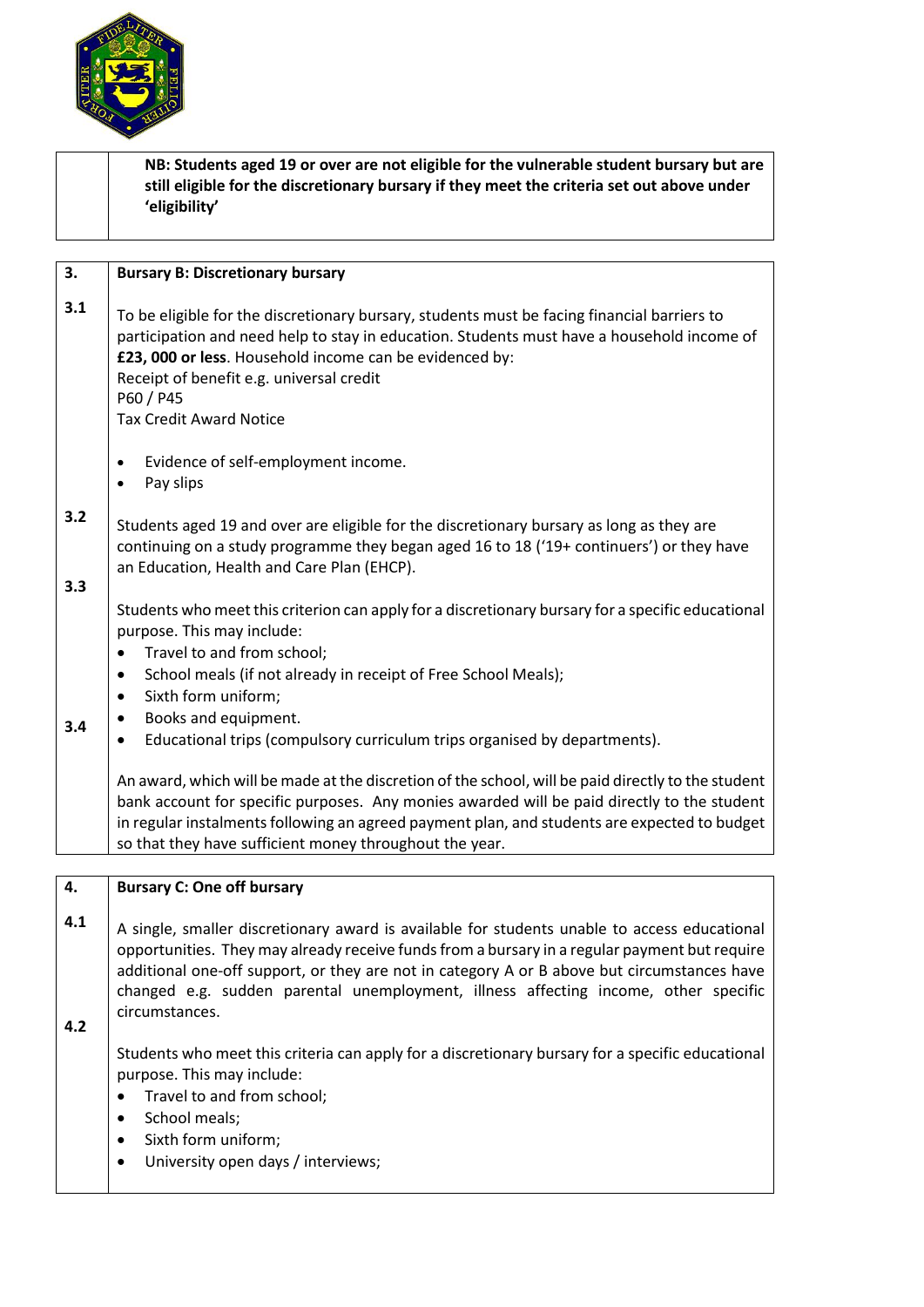**NB: Students aged 19 or over are not eligible for the vulnerable student bursary but are still eligible for the discretionary bursary if they meet the criteria set out above under 'eligibility'**

## 3. Bursary B: Discretionary bursary

**3.1** To be eligible for the discretionary bursary, students must be facing financial barriers to participation and need help to stay in education. Students must have a household income of **£23, 000 or less**. Household income can be evidenced by:

Receipt of benefit e.g. universal credit
P60 / P45
Tax Credit Award Notice

- Evidence of self-employment income.
- Pay slips

**3.2** Students aged 19 and over are eligible for the discretionary bursary as long as they are continuing on a study programme they began aged 16 to 18 ('19+ continuers') or they have an Education, Health and Care Plan (EHCP).

**3.3** Students who meet this criterion can apply for a discretionary bursary for a specific educational purpose. This may include:

- Travel to and from school;
- School meals (if not already in receipt of Free School Meals);
- Sixth form uniform;
- Books and equipment.
- Educational trips (compulsory curriculum trips organised by departments).

**3.4** An award, which will be made at the discretion of the school, will be paid directly to the student bank account for specific purposes. Any monies awarded will be paid directly to the student in regular instalments following an agreed payment plan, and students are expected to budget so that they have sufficient money throughout the year.

## 4. Bursary C: One off bursary

**4.1** A single, smaller discretionary award is available for students unable to access educational opportunities. They may already receive funds from a bursary in a regular payment but require additional one-off support, or they are not in category A or B above but circumstances have changed e.g. sudden parental unemployment, illness affecting income, other specific circumstances.

**4.2** Students who meet this criteria can apply for a discretionary bursary for a specific educational purpose. This may include:

- Travel to and from school;
- School meals;
- Sixth form uniform;
- University open days / interviews;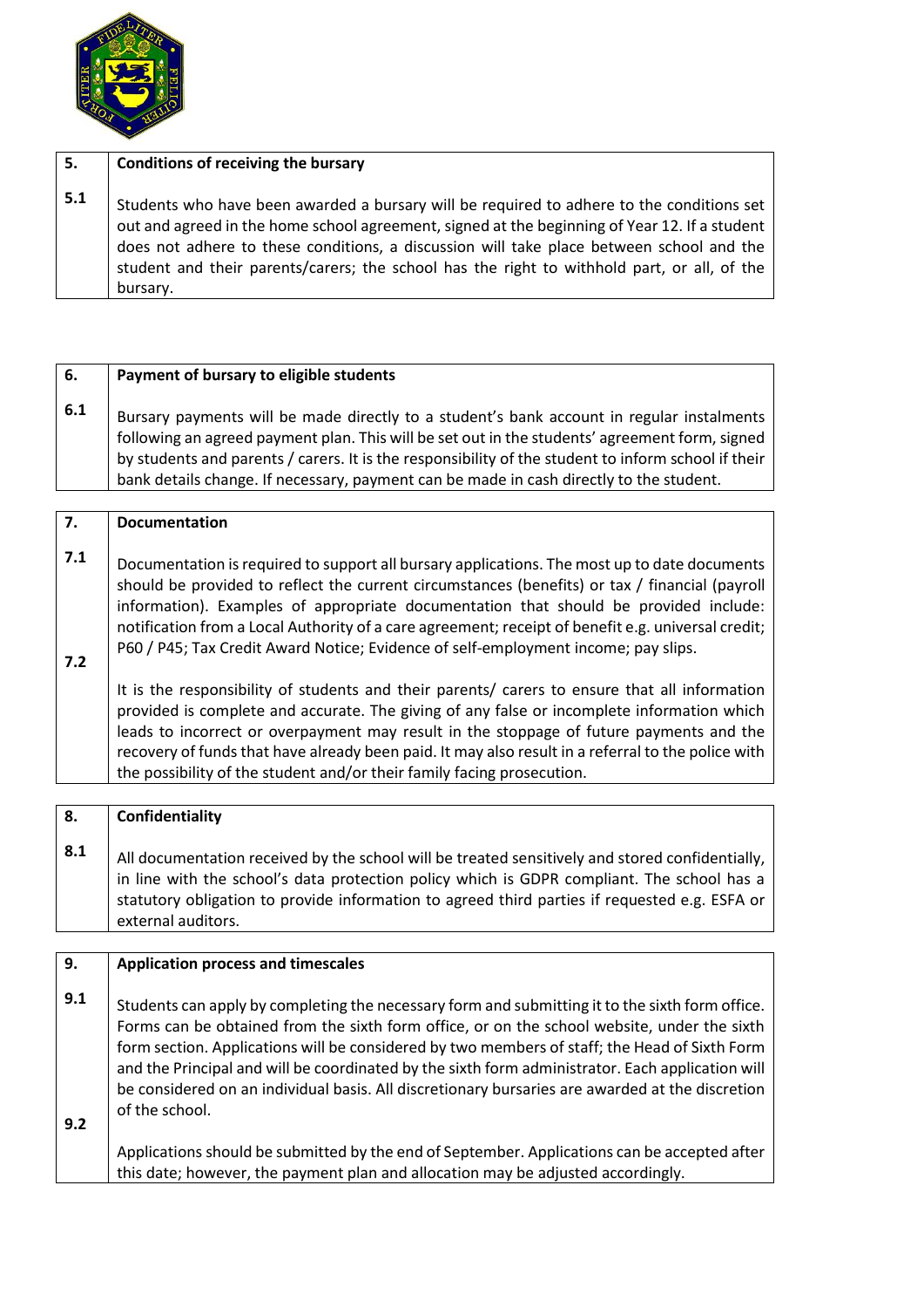| 5. | Conditions of receiving the bursary |
|---|---|
| 5.1 | Students who have been awarded a bursary will be required to adhere to the conditions set out and agreed in the home school agreement, signed at the beginning of Year 12. If a student does not adhere to these conditions, a discussion will take place between school and the student and their parents/carers; the school has the right to withhold part, or all, of the bursary. |

| 6. | Payment of bursary to eligible students |
|---|---|
| 6.1 | Bursary payments will be made directly to a student's bank account in regular instalments following an agreed payment plan. This will be set out in the students' agreement form, signed by students and parents / carers. It is the responsibility of the student to inform school if their bank details change. If necessary, payment can be made in cash directly to the student. |

| 7. | Documentation |
|---|---|
| 7.1 | Documentation is required to support all bursary applications. The most up to date documents should be provided to reflect the current circumstances (benefits) or tax / financial (payroll information). Examples of appropriate documentation that should be provided include: notification from a Local Authority of a care agreement; receipt of benefit e.g. universal credit; P60 / P45; Tax Credit Award Notice; Evidence of self-employment income; pay slips. |
| 7.2 | It is the responsibility of students and their parents/ carers to ensure that all information provided is complete and accurate. The giving of any false or incomplete information which leads to incorrect or overpayment may result in the stoppage of future payments and the recovery of funds that have already been paid. It may also result in a referral to the police with the possibility of the student and/or their family facing prosecution. |

| 8. | Confidentiality |
|---|---|
| 8.1 | All documentation received by the school will be treated sensitively and stored confidentially, in line with the school's data protection policy which is GDPR compliant. The school has a statutory obligation to provide information to agreed third parties if requested e.g. ESFA or external auditors. |

| 9. | Application process and timescales |
|---|---|
| 9.1 | Students can apply by completing the necessary form and submitting it to the sixth form office. Forms can be obtained from the sixth form office, or on the school website, under the sixth form section. Applications will be considered by two members of staff; the Head of Sixth Form and the Principal and will be coordinated by the sixth form administrator. Each application will be considered on an individual basis. All discretionary bursaries are awarded at the discretion of the school. |
| 9.2 | Applications should be submitted by the end of September. Applications can be accepted after this date; however, the payment plan and allocation may be adjusted accordingly. |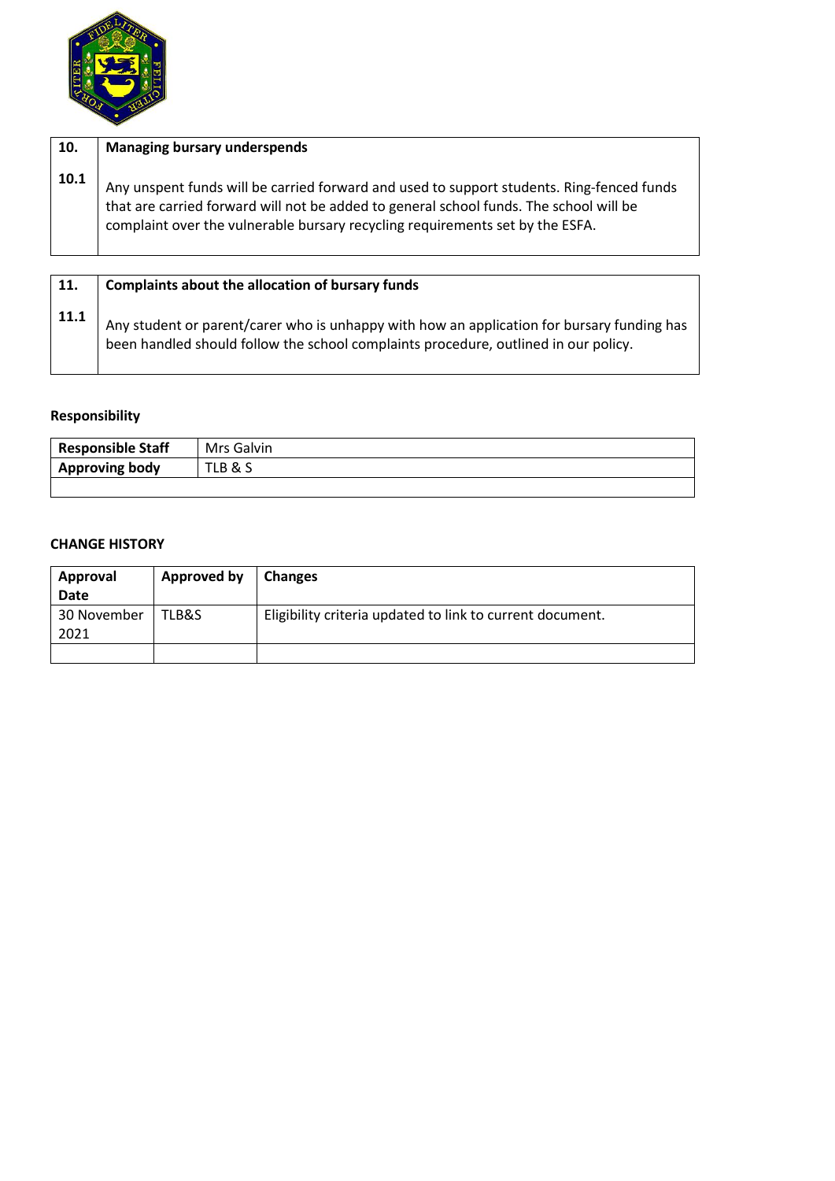| 10. | **Managing bursary underspends** |
| --- | --- |
| 10.1 | Any unspent funds will be carried forward and used to support students. Ring-fenced funds that are carried forward will not be added to general school funds. The school will be complaint over the vulnerable bursary recycling requirements set by the ESFA. |

| 11. | **Complaints about the allocation of bursary funds** |
| --- | --- |
| 11.1 | Any student or parent/carer who is unhappy with how an application for bursary funding has been handled should follow the school complaints procedure, outlined in our policy. |

**Responsibility**

| | |
| --- | --- |
| **Responsible Staff** | Mrs Galvin |
| **Approving body** | TLB & S |
| | |

**CHANGE HISTORY**

| Approval Date | Approved by | Changes |
| --- | --- | --- |
| 30 November 2021 | TLB&S | Eligibility criteria updated to link to current document. |
| | | |